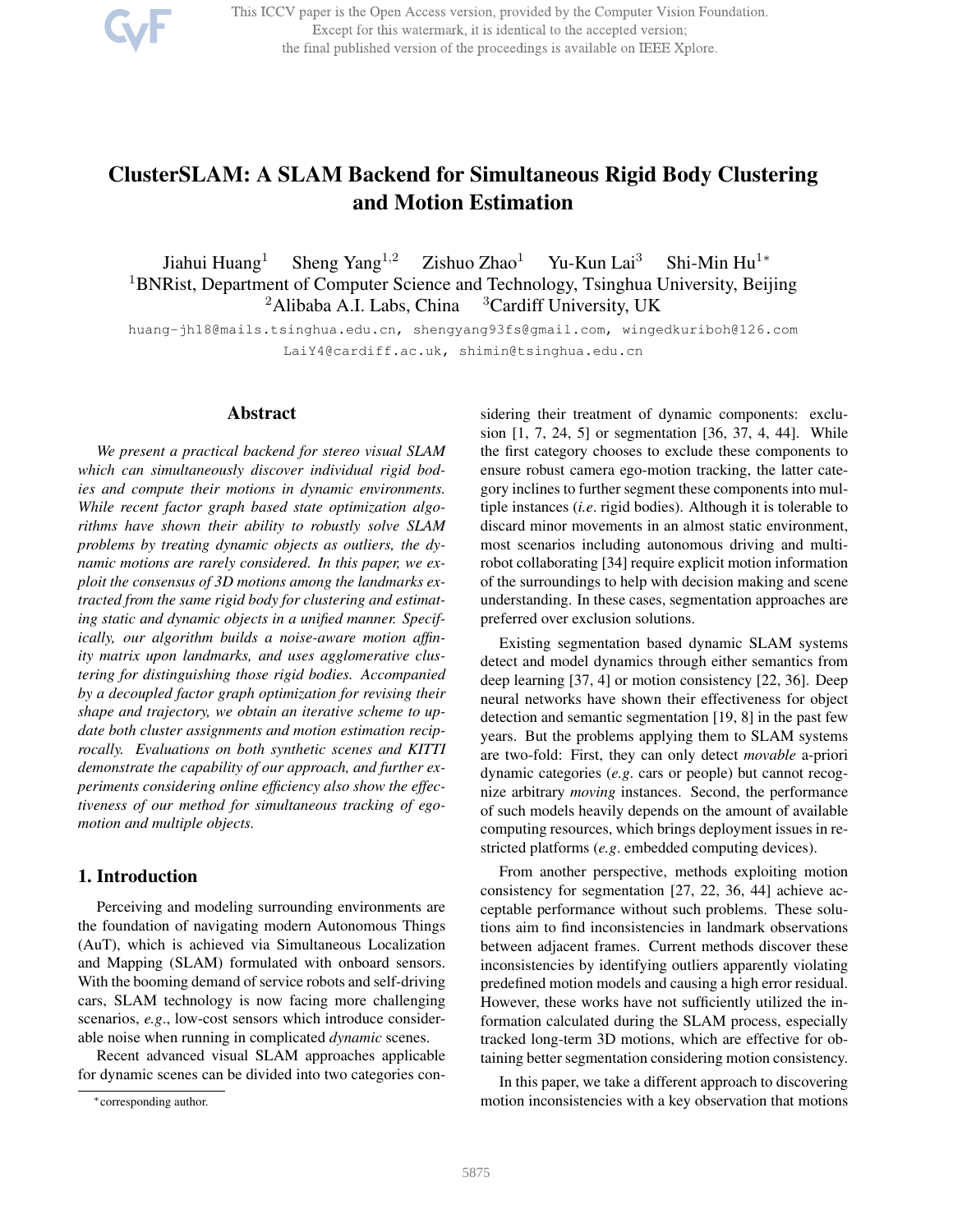# ClusterSLAM: A SLAM Backend for Simultaneous Rigid Body Clustering and Motion Estimation

Jiahui Huang[1] Sheng Yang[1,2] Zishuo Zhao[1] Yu-Kun Lai[3] Shi-Min Hu[1*]

[1]BNRist, Department of Computer Science and Technology, Tsinghua University, Beijing
[2]Alibaba A.I. Labs, China [3]Cardiff University, UK

huang-jh18@mails.tsinghua.edu.cn, shengyang93fs@gmail.com, wingedkuriboh@126.com
LaiY4@cardiff.ac.uk, shimin@tsinghua.edu.cn

## Abstract

*We present a practical backend for stereo visual SLAM which can simultaneously discover individual rigid bodies and compute their motions in dynamic environments. While recent factor graph based state optimization algorithms have shown their ability to robustly solve SLAM problems by treating dynamic objects as outliers, the dynamic motions are rarely considered. In this paper, we exploit the consensus of 3D motions among the landmarks extracted from the same rigid body for clustering and estimating static and dynamic objects in a unified manner. Specifically, our algorithm builds a noise-aware motion affinity matrix upon landmarks, and uses agglomerative clustering for distinguishing those rigid bodies. Accompanied by a decoupled factor graph optimization for revising their shape and trajectory, we obtain an iterative scheme to update both cluster assignments and motion estimation reciprocally. Evaluations on both synthetic scenes and KITTI demonstrate the capability of our approach, and further experiments considering online efficiency also show the effectiveness of our method for simultaneous tracking of ego-motion and multiple objects.*

## 1. Introduction

Perceiving and modeling surrounding environments are the foundation of navigating modern Autonomous Things (AuT), which is achieved via Simultaneous Localization and Mapping (SLAM) formulated with onboard sensors. With the booming demand of service robots and self-driving cars, SLAM technology is now facing more challenging scenarios, *e.g.*, low-cost sensors which introduce considerable noise when running in complicated *dynamic* scenes.

Recent advanced visual SLAM approaches applicable for dynamic scenes can be divided into two categories considering their treatment of dynamic components: exclusion [1, 7, 24, 5] or segmentation [36, 37, 4, 44]. While the first category chooses to exclude these components to ensure robust camera ego-motion tracking, the latter category inclines to further segment these components into multiple instances (*i.e*. rigid bodies). Although it is tolerable to discard minor movements in an almost static environment, most scenarios including autonomous driving and multi-robot collaborating [34] require explicit motion information of the surroundings to help with decision making and scene understanding. In these cases, segmentation approaches are preferred over exclusion solutions.

Existing segmentation based dynamic SLAM systems detect and model dynamics through either semantics from deep learning [37, 4] or motion consistency [22, 36]. Deep neural networks have shown their effectiveness for object detection and semantic segmentation [19, 8] in the past few years. But the problems applying them to SLAM systems are two-fold: First, they can only detect *movable* a-priori dynamic categories (*e.g*. cars or people) but cannot recognize arbitrary *moving* instances. Second, the performance of such models heavily depends on the amount of available computing resources, which brings deployment issues in restricted platforms (*e.g*. embedded computing devices).

From another perspective, methods exploiting motion consistency for segmentation [27, 22, 36, 44] achieve acceptable performance without such problems. These solutions aim to find inconsistencies in landmark observations between adjacent frames. Current methods discover these inconsistencies by identifying outliers apparently violating predefined motion models and causing a high error residual. However, these works have not sufficiently utilized the information calculated during the SLAM process, especially tracked long-term 3D motions, which are effective for obtaining better segmentation considering motion consistency.

In this paper, we take a different approach to discovering motion inconsistencies with a key observation that motions

*corresponding author.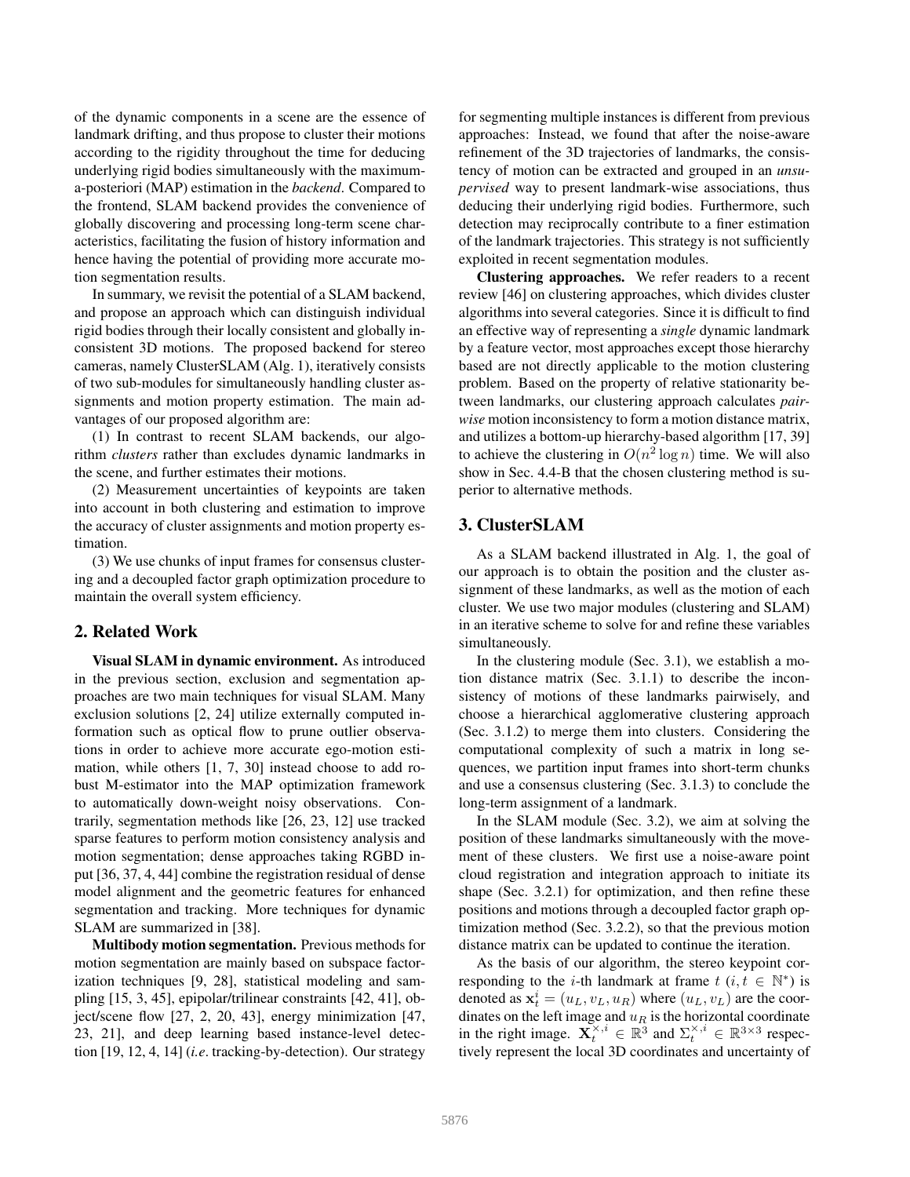of the dynamic components in a scene are the essence of landmark drifting, and thus propose to cluster their motions according to the rigidity throughout the time for deducing underlying rigid bodies simultaneously with the maximum-a-posteriori (MAP) estimation in the *backend*. Compared to the frontend, SLAM backend provides the convenience of globally discovering and processing long-term scene characteristics, facilitating the fusion of history information and hence having the potential of providing more accurate motion segmentation results.

In summary, we revisit the potential of a SLAM backend, and propose an approach which can distinguish individual rigid bodies through their locally consistent and globally inconsistent 3D motions. The proposed backend for stereo cameras, namely ClusterSLAM (Alg. 1), iteratively consists of two sub-modules for simultaneously handling cluster assignments and motion property estimation. The main advantages of our proposed algorithm are:

(1) In contrast to recent SLAM backends, our algorithm *clusters* rather than excludes dynamic landmarks in the scene, and further estimates their motions.

(2) Measurement uncertainties of keypoints are taken into account in both clustering and estimation to improve the accuracy of cluster assignments and motion property estimation.

(3) We use chunks of input frames for consensus clustering and a decoupled factor graph optimization procedure to maintain the overall system efficiency.

## 2. Related Work

**Visual SLAM in dynamic environment.** As introduced in the previous section, exclusion and segmentation approaches are two main techniques for visual SLAM. Many exclusion solutions [2, 24] utilize externally computed information such as optical flow to prune outlier observations in order to achieve more accurate ego-motion estimation, while others [1, 7, 30] instead choose to add robust M-estimator into the MAP optimization framework to automatically down-weight noisy observations. Contrarily, segmentation methods like [26, 23, 12] use tracked sparse features to perform motion consistency analysis and motion segmentation; dense approaches taking RGBD input [36, 37, 4, 44] combine the registration residual of dense model alignment and the geometric features for enhanced segmentation and tracking. More techniques for dynamic SLAM are summarized in [38].

**Multibody motion segmentation.** Previous methods for motion segmentation are mainly based on subspace factorization techniques [9, 28], statistical modeling and sampling [15, 3, 45], epipolar/trilinear constraints [42, 41], object/scene flow [27, 2, 20, 43], energy minimization [47, 23, 21], and deep learning based instance-level detection [19, 12, 4, 14] (*i.e*. tracking-by-detection). Our strategy for segmenting multiple instances is different from previous approaches: Instead, we found that after the noise-aware refinement of the 3D trajectories of landmarks, the consistency of motion can be extracted and grouped in an *unsupervised* way to present landmark-wise associations, thus deducing their underlying rigid bodies. Furthermore, such detection may reciprocally contribute to a finer estimation of the landmark trajectories. This strategy is not sufficiently exploited in recent segmentation modules.

**Clustering approaches.** We refer readers to a recent review [46] on clustering approaches, which divides cluster algorithms into several categories. Since it is difficult to find an effective way of representing a *single* dynamic landmark by a feature vector, most approaches except those hierarchy based are not directly applicable to the motion clustering problem. Based on the property of relative stationarity between landmarks, our clustering approach calculates *pairwise* motion inconsistency to form a motion distance matrix, and utilizes a bottom-up hierarchy-based algorithm [17, 39] to achieve the clustering in $O(n^2 \log n)$ time. We will also show in Sec. 4.4-B that the chosen clustering method is superior to alternative methods.

## 3. ClusterSLAM

As a SLAM backend illustrated in Alg. 1, the goal of our approach is to obtain the position and the cluster assignment of these landmarks, as well as the motion of each cluster. We use two major modules (clustering and SLAM) in an iterative scheme to solve for and refine these variables simultaneously.

In the clustering module (Sec. 3.1), we establish a motion distance matrix (Sec. 3.1.1) to describe the inconsistency of motions of these landmarks pairwisely, and choose a hierarchical agglomerative clustering approach (Sec. 3.1.2) to merge them into clusters. Considering the computational complexity of such a matrix in long sequences, we partition input frames into short-term chunks and use a consensus clustering (Sec. 3.1.3) to conclude the long-term assignment of a landmark.

In the SLAM module (Sec. 3.2), we aim at solving the position of these landmarks simultaneously with the movement of these clusters. We first use a noise-aware point cloud registration and integration approach to initiate its shape (Sec. 3.2.1) for optimization, and then refine these positions and motions through a decoupled factor graph optimization method (Sec. 3.2.2), so that the previous motion distance matrix can be updated to continue the iteration.

As the basis of our algorithm, the stereo keypoint corresponding to the $i$-th landmark at frame $t$ ($i, t \in \mathbb{N}^*$) is denoted as $\mathbf{x}_t^i = (u_L, v_L, u_R)$ where $(u_L, v_L)$ are the coordinates on the left image and $u_R$ is the horizontal coordinate in the right image. $\mathbf{X}_t^{\times,i} \in \mathbb{R}^3$ and $\Sigma_t^{\times,i} \in \mathbb{R}^{3\times3}$ respectively represent the local 3D coordinates and uncertainty of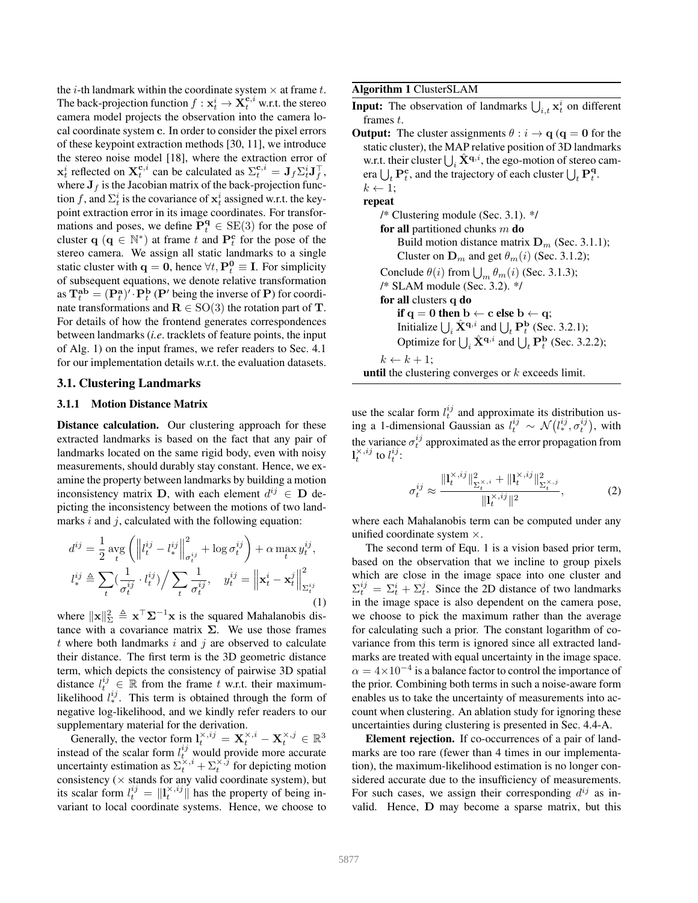the $i$-th landmark within the coordinate system $\times$ at frame $t$. The back-projection function $f : \mathbf{x}_t^i \to \mathbf{X}_t^{\mathbf{c},i}$ w.r.t. the stereo camera model projects the observation into the camera local coordinate system $\mathbf{c}$. In order to consider the pixel errors of these keypoint extraction methods [30, 11], we introduce the stereo noise model [18], where the extraction error of $\mathbf{x}_t^i$ reflected on $\mathbf{X}_t^{\mathbf{c},i}$ can be calculated as $\Sigma_t^{\mathbf{c},i} = \mathbf{J}_f \Sigma_t^i \mathbf{J}_f^\top$, where $\mathbf{J}_f$ is the Jacobian matrix of the back-projection function $f$, and $\Sigma_t^i$ is the covariance of $\mathbf{x}_t^i$ assigned w.r.t. the keypoint extraction error in its image coordinates. For transformations and poses, we define $\mathbf{P}_t^{\mathbf{q}} \in \mathrm{SE}(3)$ for the pose of cluster $\mathbf{q}$ ($\mathbf{q} \in \mathbb{N}^*$) at frame $t$ and $\mathbf{P}_t^{\mathbf{c}}$ for the pose of the stereo camera. We assign all static landmarks to a single static cluster with $\mathbf{q} = \mathbf{0}$, hence $\forall t, \mathbf{P}_t^{\mathbf{0}} \equiv \mathbf{I}$. For simplicity of subsequent equations, we denote relative transformation as $\mathbf{T}_t^{\mathbf{ab}} = (\mathbf{P}_t^{\mathbf{a}})' \cdot \mathbf{P}_t^{\mathbf{b}}$ ($\mathbf{P}'$ being the inverse of $\mathbf{P}$) for coordinate transformations and $\mathbf{R} \in \mathrm{SO}(3)$ the rotation part of $\mathbf{T}$. For details of how the frontend generates correspondences between landmarks (*i.e.* tracklets of feature points, the input of Alg. 1) on the input frames, we refer readers to Sec. 4.1 for our implementation details w.r.t. the evaluation datasets.

**Algorithm 1** ClusterSLAM

**Input:** The observation of landmarks $\bigcup_{i,t} \mathbf{x}_t^i$ on different frames $t$.

**Output:** The cluster assignments $\theta : i \to \mathbf{q}$ ($\mathbf{q} = \mathbf{0}$ for the static cluster), the MAP relative position of 3D landmarks w.r.t. their cluster $\bigcup_i \hat{\mathbf{X}}^{\mathbf{q},i}$, the ego-motion of stereo camera $\bigcup_t \mathbf{P}_t^{\mathbf{c}}$, and the trajectory of each cluster $\bigcup_t \mathbf{P}_t^{\mathbf{q}}$.

```
k ← 1;
repeat
    /* Clustering module (Sec. 3.1). */
    for all partitioned chunks m do
        Build motion distance matrix D_m (Sec. 3.1.1);
        Cluster on D_m and get θ_m(i) (Sec. 3.1.2);
    Conclude θ(i) from ∪_m θ_m(i) (Sec. 3.1.3);
    /* SLAM module (Sec. 3.2). */
    for all clusters q do
        if q = 0 then b ← c else b ← q;
        Initialize ∪_i X̂^{q,i} and ∪_t P_t^b (Sec. 3.2.1);
        Optimize for ∪_i X̂^{q,i} and ∪_t P_t^b (Sec. 3.2.2);
    k ← k + 1;
until the clustering converges or k exceeds limit.
```

## 3.1. Clustering Landmarks

### 3.1.1 Motion Distance Matrix

**Distance calculation.** Our clustering approach for these extracted landmarks is based on the fact that any pair of landmarks located on the same rigid body, even with noisy measurements, should durably stay constant. Hence, we examine the property between landmarks by building a motion inconsistency matrix $\mathbf{D}$, with each element $d^{ij} \in \mathbf{D}$ depicting the inconsistency between the motions of two landmarks $i$ and $j$, calculated with the following equation:

$$d^{ij} = \frac{1}{2} \operatorname*{avg}_t \left( \left\| l_t^{ij} - l_*^{ij} \right\|_{\sigma_t^{ij}}^2 + \log \sigma_t^{ij} \right) + \alpha \max_t y_t^{ij},$$
$$l_*^{ij} \triangleq \sum_t \left(\frac{1}{\sigma_t^{ij}} \cdot l_t^{ij}\right) \Big/ \sum_t \frac{1}{\sigma_t^{ij}}, \quad y_t^{ij} = \left\| \mathbf{x}_t^i - \mathbf{x}_t^j \right\|_{\Sigma_t^{ij}}^2 \tag{1}$$

where $\|\mathbf{x}\|_\Sigma^2 \triangleq \mathbf{x}^\top \mathbf{\Sigma}^{-1} \mathbf{x}$ is the squared Mahalanobis distance with a covariance matrix $\mathbf{\Sigma}$. We use those frames $t$ where both landmarks $i$ and $j$ are observed to calculate their distance. The first term is the 3D geometric distance term, which depicts the consistency of pairwise 3D spatial distance $l_t^{ij} \in \mathbb{R}$ from the frame $t$ w.r.t. their maximum-likelihood $l_*^{ij}$. This term is obtained through the form of negative log-likelihood, and we kindly refer readers to our supplementary material for the derivation.

Generally, the vector form $\mathbf{l}_t^{\times,ij} = \mathbf{X}_t^{\times,i} - \mathbf{X}_t^{\times,j} \in \mathbb{R}^3$ instead of the scalar form $l_t^{ij}$ would provide more accurate uncertainty estimation as $\Sigma_t^{\times,i} + \Sigma_t^{\times,j}$ for depicting motion consistency ($\times$ stands for any valid coordinate system), but its scalar form $l_t^{ij} = \|\mathbf{l}_t^{\times,ij}\|$ has the property of being invariant to local coordinate systems. Hence, we choose to use the scalar form $l_t^{ij}$ and approximate its distribution using a 1-dimensional Gaussian as $l_t^{ij} \sim \mathcal{N}(l_*^{ij}, \sigma_t^{ij})$, with the variance $\sigma_t^{ij}$ approximated as the error propagation from $\mathbf{l}_t^{\times,ij}$ to $l_t^{ij}$:

$$\sigma_t^{ij} \approx \frac{\|\mathbf{l}_t^{\times,ij}\|_{\Sigma_t^{\times,i}}^2 + \|\mathbf{l}_t^{\times,ij}\|_{\Sigma_t^{\times,j}}^2}{\|\mathbf{l}_t^{\times,ij}\|^2}, \tag{2}$$

where each Mahalanobis term can be computed under any unified coordinate system $\times$.

The second term of Equ. 1 is a vision based prior term, based on the observation that we incline to group pixels which are close in the image space into one cluster and $\Sigma_t^{ij} = \Sigma_t^i + \Sigma_t^j$. Since the 2D distance of two landmarks in the image space is also dependent on the camera pose, we choose to pick the maximum rather than the average for calculating such a prior. The constant logarithm of covariance from this term is ignored since all extracted landmarks are treated with equal uncertainty in the image space. $\alpha = 4 \times 10^{-4}$ is a balance factor to control the importance of the prior. Combining both terms in such a noise-aware form enables us to take the uncertainty of measurements into account when clustering. An ablation study for ignoring these uncertainties during clustering is presented in Sec. 4.4-A.

**Element rejection.** If co-occurrences of a pair of landmarks are too rare (fewer than 4 times in our implementation), the maximum-likelihood estimation is no longer considered accurate due to the insufficiency of measurements. For such cases, we assign their corresponding $d^{ij}$ as invalid. Hence, $\mathbf{D}$ may become a sparse matrix, but this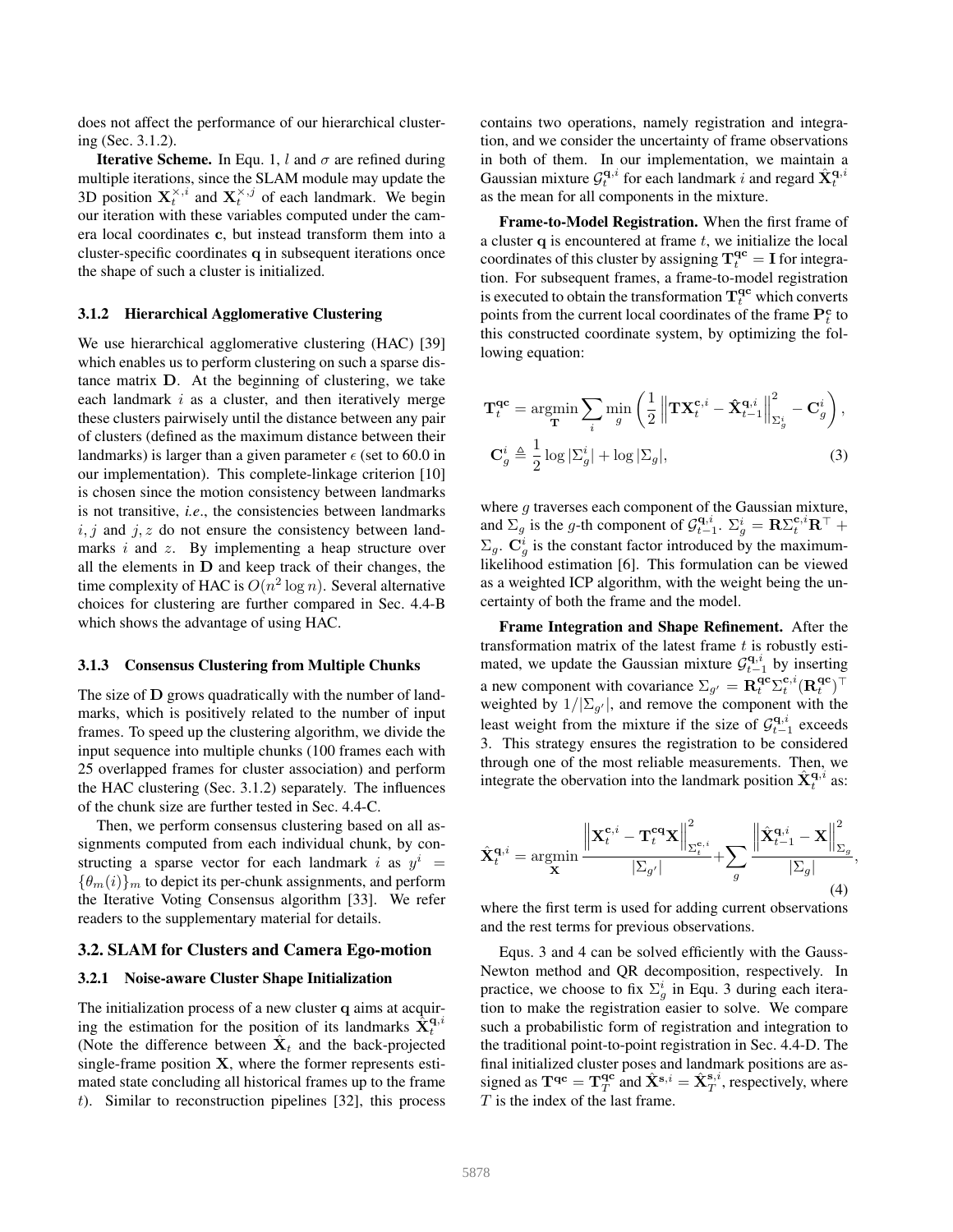does not affect the performance of our hierarchical clustering (Sec. 3.1.2).

**Iterative Scheme.** In Equ. 1, $l$ and $\sigma$ are refined during multiple iterations, since the SLAM module may update the 3D position $\mathbf{X}_t^{\times,i}$ and $\mathbf{X}_t^{\times,j}$ of each landmark. We begin our iteration with these variables computed under the camera local coordinates $\mathbf{c}$, but instead transform them into a cluster-specific coordinates $\mathbf{q}$ in subsequent iterations once the shape of such a cluster is initialized.

### 3.1.2 Hierarchical Agglomerative Clustering

We use hierarchical agglomerative clustering (HAC) [39] which enables us to perform clustering on such a sparse distance matrix $\mathbf{D}$. At the beginning of clustering, we take each landmark $i$ as a cluster, and then iteratively merge these clusters pairwisely until the distance between any pair of clusters (defined as the maximum distance between their landmarks) is larger than a given parameter $\epsilon$ (set to 60.0 in our implementation). This complete-linkage criterion [10] is chosen since the motion consistency between landmarks is not transitive, *i.e*., the consistencies between landmarks $i, j$ and $j, z$ do not ensure the consistency between landmarks $i$ and $z$. By implementing a heap structure over all the elements in $\mathbf{D}$ and keep track of their changes, the time complexity of HAC is $O(n^2 \log n)$. Several alternative choices for clustering are further compared in Sec. 4.4-B which shows the advantage of using HAC.

### 3.1.3 Consensus Clustering from Multiple Chunks

The size of $\mathbf{D}$ grows quadratically with the number of landmarks, which is positively related to the number of input frames. To speed up the clustering algorithm, we divide the input sequence into multiple chunks (100 frames each with 25 overlapped frames for cluster association) and perform the HAC clustering (Sec. 3.1.2) separately. The influences of the chunk size are further tested in Sec. 4.4-C.

Then, we perform consensus clustering based on all assignments computed from each individual chunk, by constructing a sparse vector for each landmark $i$ as $y^i = \{\theta_m(i)\}_m$ to depict its per-chunk assignments, and perform the Iterative Voting Consensus algorithm [33]. We refer readers to the supplementary material for details.

## 3.2. SLAM for Clusters and Camera Ego-motion

### 3.2.1 Noise-aware Cluster Shape Initialization

The initialization process of a new cluster $\mathbf{q}$ aims at acquiring the estimation for the position of its landmarks $\hat{\mathbf{X}}_t^{\mathbf{q},i}$ (Note the difference between $\hat{\mathbf{X}}_t$ and the back-projected single-frame position $\mathbf{X}$, where the former represents estimated state concluding all historical frames up to the frame $t$). Similar to reconstruction pipelines [32], this process contains two operations, namely registration and integration, and we consider the uncertainty of frame observations in both of them. In our implementation, we maintain a Gaussian mixture $\mathcal{G}_t^{\mathbf{q},i}$ for each landmark $i$ and regard $\hat{\mathbf{X}}_t^{\mathbf{q},i}$ as the mean for all components in the mixture.

**Frame-to-Model Registration.** When the first frame of a cluster $\mathbf{q}$ is encountered at frame $t$, we initialize the local coordinates of this cluster by assigning $\mathbf{T}_t^{\mathbf{qc}} = \mathbf{I}$ for integration. For subsequent frames, a frame-to-model registration is executed to obtain the transformation $\mathbf{T}_t^{\mathbf{qc}}$ which converts points from the current local coordinates of the frame $\mathbf{P}_t^{\mathbf{c}}$ to this constructed coordinate system, by optimizing the following equation:

$$
\begin{aligned}
\mathbf{T}_t^{\mathbf{qc}} &= \operatorname*{argmin}_{\mathbf{T}} \sum_i \min_g \left( \frac{1}{2} \left\| \mathbf{T}\mathbf{X}_t^{\mathbf{c},i} - \hat{\mathbf{X}}_{t-1}^{\mathbf{q},i} \right\|_{\Sigma_g^i}^2 - \mathbf{C}_g^i \right), \\
\mathbf{C}_g^i &\triangleq \frac{1}{2} \log |\Sigma_g^i| + \log |\Sigma_g|,
\end{aligned} \tag{3}
$$

where $g$ traverses each component of the Gaussian mixture, and $\Sigma_g$ is the $g$-th component of $\mathcal{G}_{t-1}^{\mathbf{q},i}$. $\Sigma_g^i = \mathbf{R}\Sigma_t^{\mathbf{c},i}\mathbf{R}^\top + \Sigma_g$. $\mathbf{C}_g^i$ is the constant factor introduced by the maximum-likelihood estimation [6]. This formulation can be viewed as a weighted ICP algorithm, with the weight being the uncertainty of both the frame and the model.

**Frame Integration and Shape Refinement.** After the transformation matrix of the latest frame $t$ is robustly estimated, we update the Gaussian mixture $\mathcal{G}_{t-1}^{\mathbf{q},i}$ by inserting a new component with covariance $\Sigma_{g'} = \mathbf{R}_t^{\mathbf{qc}}\Sigma_t^{\mathbf{c},i}(\mathbf{R}_t^{\mathbf{qc}})^\top$ weighted by $1/|\Sigma_{g'}|$, and remove the component with the least weight from the mixture if the size of $\mathcal{G}_{t-1}^{\mathbf{q},i}$ exceeds 3. This strategy ensures the registration to be considered through one of the most reliable measurements. Then, we integrate the observation into the landmark position $\hat{\mathbf{X}}_t^{\mathbf{q},i}$ as:

$$
\hat{\mathbf{X}}_t^{\mathbf{q},i} = \operatorname*{argmin}_{\mathbf{X}} \frac{\left\| \mathbf{X}_t^{\mathbf{c},i} - \mathbf{T}_t^{\mathbf{cq}}\mathbf{X} \right\|_{\Sigma_t^{\mathbf{c},i}}^2}{|\Sigma_{g'}|} + \sum_g \frac{\left\| \hat{\mathbf{X}}_{t-1}^{\mathbf{q},i} - \mathbf{X} \right\|_{\Sigma_g}^2}{|\Sigma_g|}, \tag{4}
$$

where the first term is used for adding current observations and the rest terms for previous observations.

Equs. 3 and 4 can be solved efficiently with the Gauss-Newton method and QR decomposition, respectively. In practice, we choose to fix $\Sigma_g^i$ in Equ. 3 during each iteration to make the registration easier to solve. We compare such a probabilistic form of registration and integration to the traditional point-to-point registration in Sec. 4.4-D. The final initialized cluster poses and landmark positions are assigned as $\mathbf{T}^{\mathbf{qc}} = \mathbf{T}_T^{\mathbf{qc}}$ and $\hat{\mathbf{X}}^{\mathbf{s},i} = \hat{\mathbf{X}}_T^{\mathbf{s},i}$, respectively, where $T$ is the index of the last frame.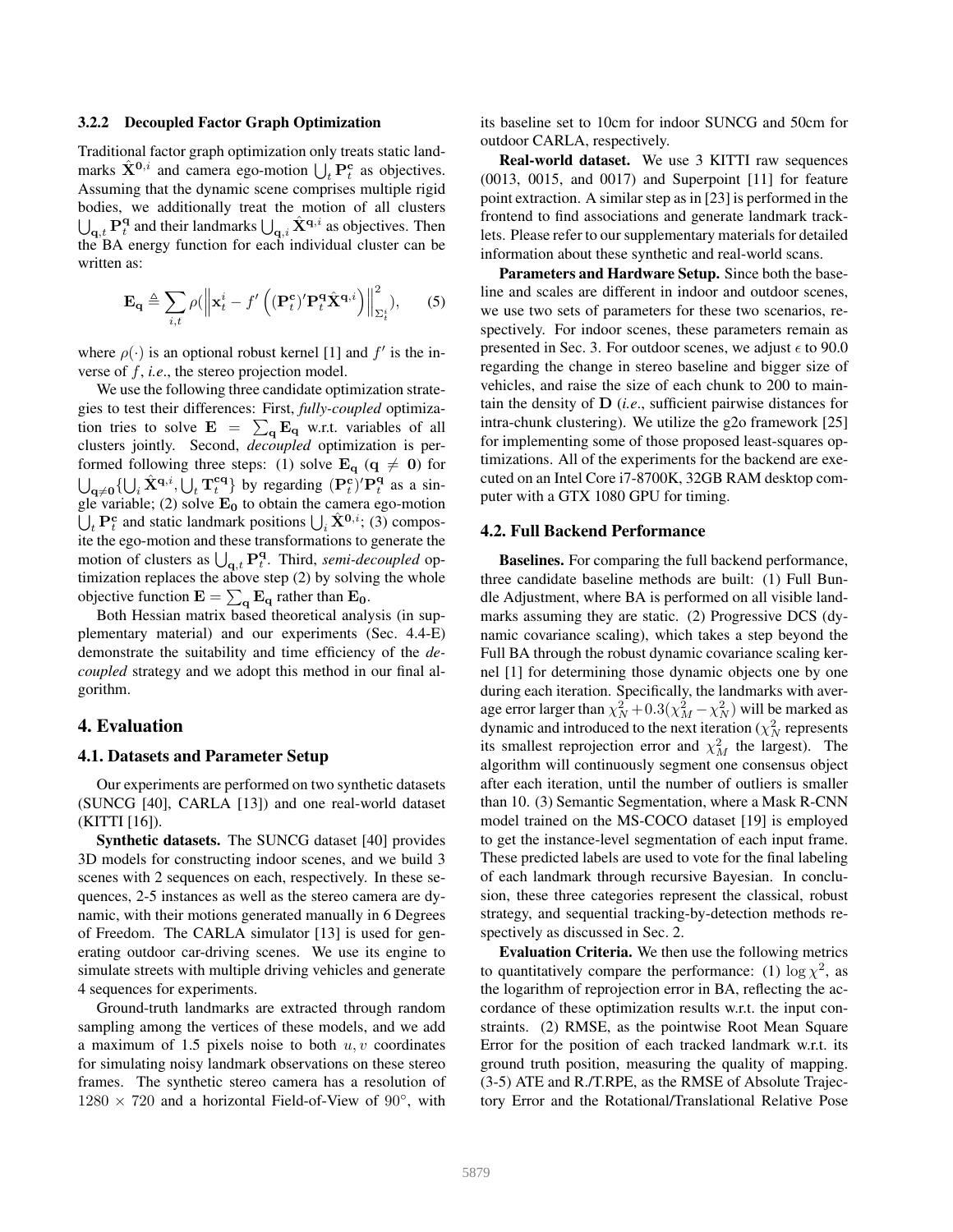#### 3.2.2 Decoupled Factor Graph Optimization

Traditional factor graph optimization only treats static landmarks $\hat{\mathbf{X}}^{\mathbf{0},i}$ and camera ego-motion $\bigcup_t \mathbf{P}_t^{\mathbf{c}}$ as objectives. Assuming that the dynamic scene comprises multiple rigid bodies, we additionally treat the motion of all clusters $\bigcup_{\mathbf{q},t} \mathbf{P}_t^{\mathbf{q}}$ and their landmarks $\bigcup_{\mathbf{q},i} \hat{\mathbf{X}}^{\mathbf{q},i}$ as objectives. Then the BA energy function for each individual cluster can be written as:

$$\mathbf{E_q} \triangleq \sum_{i,t} \rho(\left\| \mathbf{x}_t^i - f'\left( (\mathbf{P}_t^{\mathbf{c}})' \mathbf{P}_t^{\mathbf{q}} \hat{\mathbf{X}}^{\mathbf{q},i} \right) \right\|_{\Sigma_t^i}^2), \tag{5}$$

where $\rho(\cdot)$ is an optional robust kernel [1] and $f'$ is the inverse of $f$, *i.e.*, the stereo projection model.

We use the following three candidate optimization strategies to test their differences: First, *fully-coupled* optimization tries to solve $\mathbf{E} = \sum_{\mathbf{q}} \mathbf{E_q}$ w.r.t. variables of all clusters jointly. Second, *decoupled* optimization is performed following three steps: (1) solve $\mathbf{E_q}$ ($\mathbf{q} \neq \mathbf{0}$) for $\bigcup_{\mathbf{q}\neq\mathbf{0}} \{ \bigcup_i \hat{\mathbf{X}}^{\mathbf{q},i}, \bigcup_t \mathbf{T}_t^{\mathbf{cq}} \}$ by regarding $(\mathbf{P}_t^{\mathbf{c}})' \mathbf{P}_t^{\mathbf{q}}$ as a single variable; (2) solve $\mathbf{E_0}$ to obtain the camera ego-motion $\bigcup_t \mathbf{P}_t^{\mathbf{c}}$ and static landmark positions $\bigcup_i \hat{\mathbf{X}}^{\mathbf{0},i}$; (3) composite the ego-motion and these transformations to generate the motion of clusters as $\bigcup_{\mathbf{q},t} \mathbf{P}_t^{\mathbf{q}}$. Third, *semi-decoupled* optimization replaces the above step (2) by solving the whole objective function $\mathbf{E} = \sum_{\mathbf{q}} \mathbf{E_q}$ rather than $\mathbf{E_0}$.

Both Hessian matrix based theoretical analysis (in supplementary material) and our experiments (Sec. 4.4-E) demonstrate the suitability and time efficiency of the *decoupled* strategy and we adopt this method in our final algorithm.

## 4. Evaluation

### 4.1. Datasets and Parameter Setup

Our experiments are performed on two synthetic datasets (SUNCG [40], CARLA [13]) and one real-world dataset (KITTI [16]).

**Synthetic datasets.** The SUNCG dataset [40] provides 3D models for constructing indoor scenes, and we build 3 scenes with 2 sequences on each, respectively. In these sequences, 2-5 instances as well as the stereo camera are dynamic, with their motions generated manually in 6 Degrees of Freedom. The CARLA simulator [13] is used for generating outdoor car-driving scenes. We use its engine to simulate streets with multiple driving vehicles and generate 4 sequences for experiments.

Ground-truth landmarks are extracted through random sampling among the vertices of these models, and we add a maximum of 1.5 pixels noise to both $u, v$ coordinates for simulating noisy landmark observations on these stereo frames. The synthetic stereo camera has a resolution of $1280 \times 720$ and a horizontal Field-of-View of $90^\circ$, with its baseline set to 10cm for indoor SUNCG and 50cm for outdoor CARLA, respectively.

**Real-world dataset.** We use 3 KITTI raw sequences (0013, 0015, and 0017) and Superpoint [11] for feature point extraction. A similar step as in [23] is performed in the frontend to find associations and generate landmark tracklets. Please refer to our supplementary materials for detailed information about these synthetic and real-world scans.

**Parameters and Hardware Setup.** Since both the baseline and scales are different in indoor and outdoor scenes, we use two sets of parameters for these two scenarios, respectively. For indoor scenes, these parameters remain as presented in Sec. 3. For outdoor scenes, we adjust $\epsilon$ to 90.0 regarding the change in stereo baseline and bigger size of vehicles, and raise the size of each chunk to 200 to maintain the density of $\mathbf{D}$ (*i.e*., sufficient pairwise distances for intra-chunk clustering). We utilize the g2o framework [25] for implementing some of those proposed least-squares optimizations. All of the experiments for the backend are executed on an Intel Core i7-8700K, 32GB RAM desktop computer with a GTX 1080 GPU for timing.

### 4.2. Full Backend Performance

**Baselines.** For comparing the full backend performance, three candidate baseline methods are built: (1) Full Bundle Adjustment, where BA is performed on all visible landmarks assuming they are static. (2) Progressive DCS (dynamic covariance scaling), which takes a step beyond the Full BA through the robust dynamic covariance scaling kernel [1] for determining those dynamic objects one by one during each iteration. Specifically, the landmarks with average error larger than $\chi_N^2 + 0.3(\chi_M^2 - \chi_N^2)$ will be marked as dynamic and introduced to the next iteration ($\chi_N^2$ represents its smallest reprojection error and $\chi_M^2$ the largest). The algorithm will continuously segment one consensus object after each iteration, until the number of outliers is smaller than 10. (3) Semantic Segmentation, where a Mask R-CNN model trained on the MS-COCO dataset [19] is employed to get the instance-level segmentation of each input frame. These predicted labels are used to vote for the final labeling of each landmark through recursive Bayesian. In conclusion, these three categories represent the classical, robust strategy, and sequential tracking-by-detection methods respectively as discussed in Sec. 2.

**Evaluation Criteria.** We then use the following metrics to quantitatively compare the performance: (1) $\log \chi^2$, as the logarithm of reprojection error in BA, reflecting the accordance of these optimization results w.r.t. the input constraints. (2) RMSE, as the pointwise Root Mean Square Error for the position of each tracked landmark w.r.t. its ground truth position, measuring the quality of mapping. (3-5) ATE and R./T.RPE, as the RMSE of Absolute Trajectory Error and the Rotational/Translational Relative Pose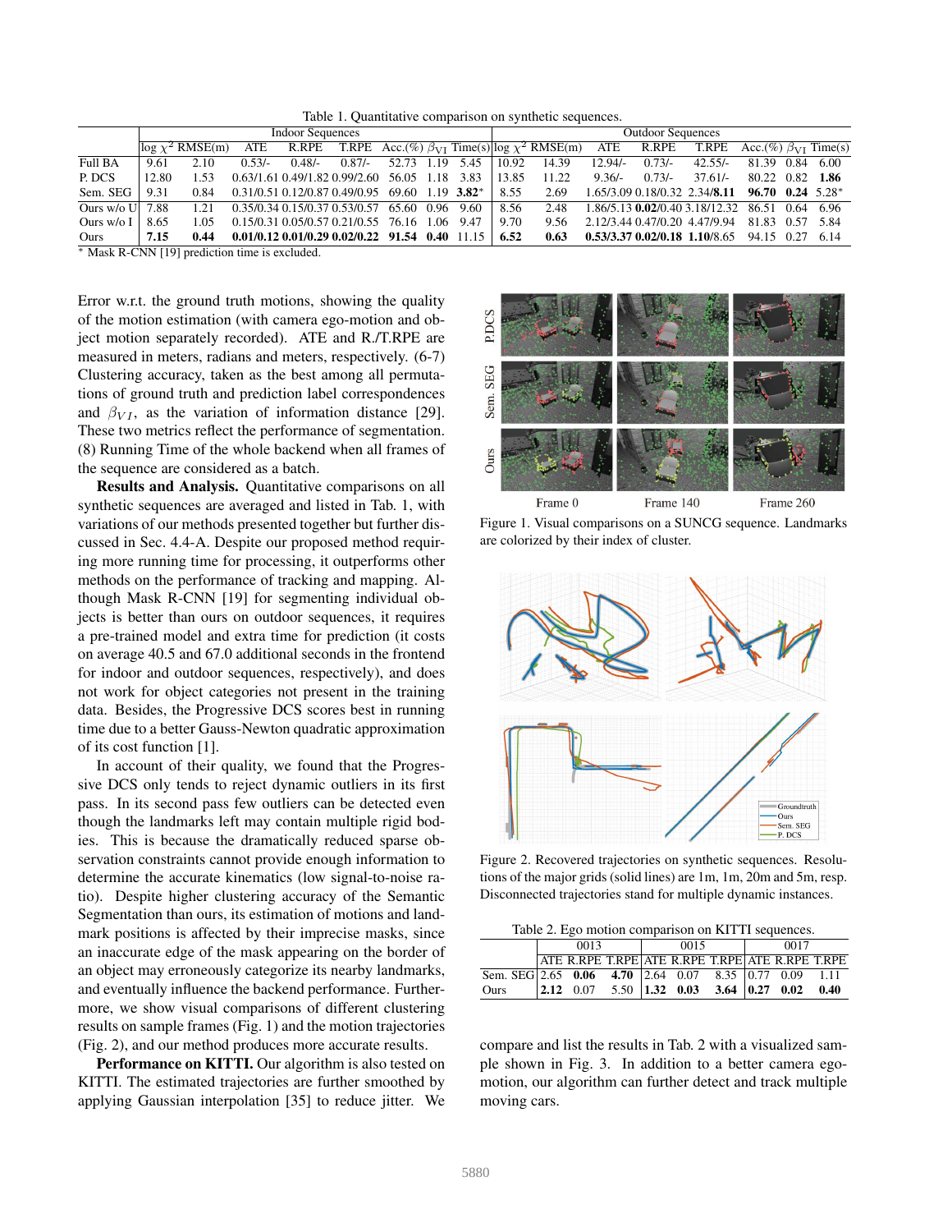Table 1. Quantitative comparison on synthetic sequences.

| | Indoor Sequences | | | | | | | | Outdoor Sequences | | | | | | | |
|---|---|---|---|---|---|---|---|---|---|---|---|---|---|---|---|---|
| | log $\chi^2$ | RMSE(m) | ATE | R.RPE | T.RPE | Acc.(%) | $\beta_{VI}$ | Time(s) | log $\chi^2$ | RMSE(m) | ATE | R.RPE | T.RPE | Acc.(%) | $\beta_{VI}$ | Time(s) |
| Full BA | 9.61 | 2.10 | 0.53/- | 0.48/- | 0.87/- | 52.73 | 1.19 | 5.45 | 10.92 | 14.39 | 12.94/- | 0.73/- | 42.55/- | 81.39 | 0.84 | 6.00 |
| P. DCS | 12.80 | 1.53 | 0.63/1.61 | 0.49/1.82 | 0.99/2.60 | 56.05 | 1.18 | 3.83 | 13.85 | 11.22 | 9.36/- | 0.73/- | 37.61/- | 80.22 | 0.82 | **1.86** |
| Sem. SEG | 9.31 | 0.84 | 0.31/0.51 | 0.12/0.87 | 0.49/0.95 | 69.60 | 1.19 | **3.82*** | 8.55 | 2.69 | 1.65/3.09 | 0.18/0.32 | 2.34/**8.11** | **96.70** | **0.24** | 5.28* |
| Ours w/o U | 7.88 | 1.21 | 0.35/0.34 | 0.15/0.37 | 0.53/0.57 | 65.60 | 0.96 | 9.60 | 8.56 | 2.48 | 1.86/5.13 | **0.02**/0.40 | 3.18/12.32 | 86.51 | 0.64 | 6.96 |
| Ours w/o I | 8.65 | 1.05 | 0.15/0.31 | 0.05/0.57 | 0.21/0.55 | 76.16 | 1.06 | 9.47 | 9.70 | 9.56 | 2.12/3.44 | 0.47/0.20 | 4.47/9.94 | 81.83 | 0.57 | 5.84 |
| Ours | **7.15** | **0.44** | **0.01/0.12** | **0.01/0.29** | **0.02/0.22** | **91.54** | **0.40** | 11.15 | **6.52** | **0.63** | **0.53/3.37** | **0.02/0.18** | **1.10**/8.65 | 94.15 | 0.27 | 6.14 |

* Mask R-CNN [19] prediction time is excluded.

Error w.r.t. the ground truth motions, showing the quality of the motion estimation (with camera ego-motion and object motion separately recorded). ATE and R./T.RPE are measured in meters, radians and meters, respectively. (6-7) Clustering accuracy, taken as the best among all permutations of ground truth and prediction label correspondences and $\beta_{VI}$, as the variation of information distance [29]. These two metrics reflect the performance of segmentation. (8) Running Time of the whole backend when all frames of the sequence are considered as a batch.

**Results and Analysis.** Quantitative comparisons on all synthetic sequences are averaged and listed in Tab. 1, with variations of our methods presented together but further discussed in Sec. 4.4-A. Despite our proposed method requiring more running time for processing, it outperforms other methods on the performance of tracking and mapping. Although Mask R-CNN [19] for segmenting individual objects is better than ours on outdoor sequences, it requires a pre-trained model and extra time for prediction (it costs on average 40.5 and 67.0 additional seconds in the frontend for indoor and outdoor sequences, respectively), and does not work for object categories not present in the training data. Besides, the Progressive DCS scores best in running time due to a better Gauss-Newton quadratic approximation of its cost function [1].

In account of their quality, we found that the Progressive DCS only tends to reject dynamic outliers in its first pass. In its second pass few outliers can be detected even though the landmarks left may contain multiple rigid bodies. This is because the dramatically reduced sparse observation constraints cannot provide enough information to determine the accurate kinematics (low signal-to-noise ratio). Despite higher clustering accuracy of the Semantic Segmentation than ours, its estimation of motions and landmark positions is affected by their imprecise masks, since an inaccurate edge of the mask appearing on the border of an object may erroneously categorize its nearby landmarks, and eventually influence the backend performance. Furthermore, we show visual comparisons of different clustering results on sample frames (Fig. 1) and the motion trajectories (Fig. 2), and our method produces more accurate results.

**Performance on KITTI.** Our algorithm is also tested on KITTI. The estimated trajectories are further smoothed by applying Gaussian interpolation [35] to reduce jitter. We compare and list the results in Tab. 2 with a visualized sample shown in Fig. 3. In addition to a better camera ego-motion, our algorithm can further detect and track multiple moving cars.

Figure 1. Visual comparisons on a SUNCG sequence. Landmarks are colorized by their index of cluster.

Figure 2. Recovered trajectories on synthetic sequences. Resolutions of the major grids (solid lines) are 1m, 1m, 20m and 5m, resp. Disconnected trajectories stand for multiple dynamic instances.

Table 2. Ego motion comparison on KITTI sequences.

| | 0013 | | | 0015 | | | 0017 | | |
|---|---|---|---|---|---|---|---|---|---|
| | ATE | R.RPE | T.RPE | ATE | R.RPE | T.RPE | ATE | R.RPE | T.RPE |
| Sem. SEG | 2.65 | **0.06** | **4.70** | 2.64 | 0.07 | 8.35 | 0.77 | 0.09 | 1.11 |
| Ours | **2.12** | 0.07 | 5.50 | **1.32** | **0.03** | **3.64** | **0.27** | **0.02** | **0.40** |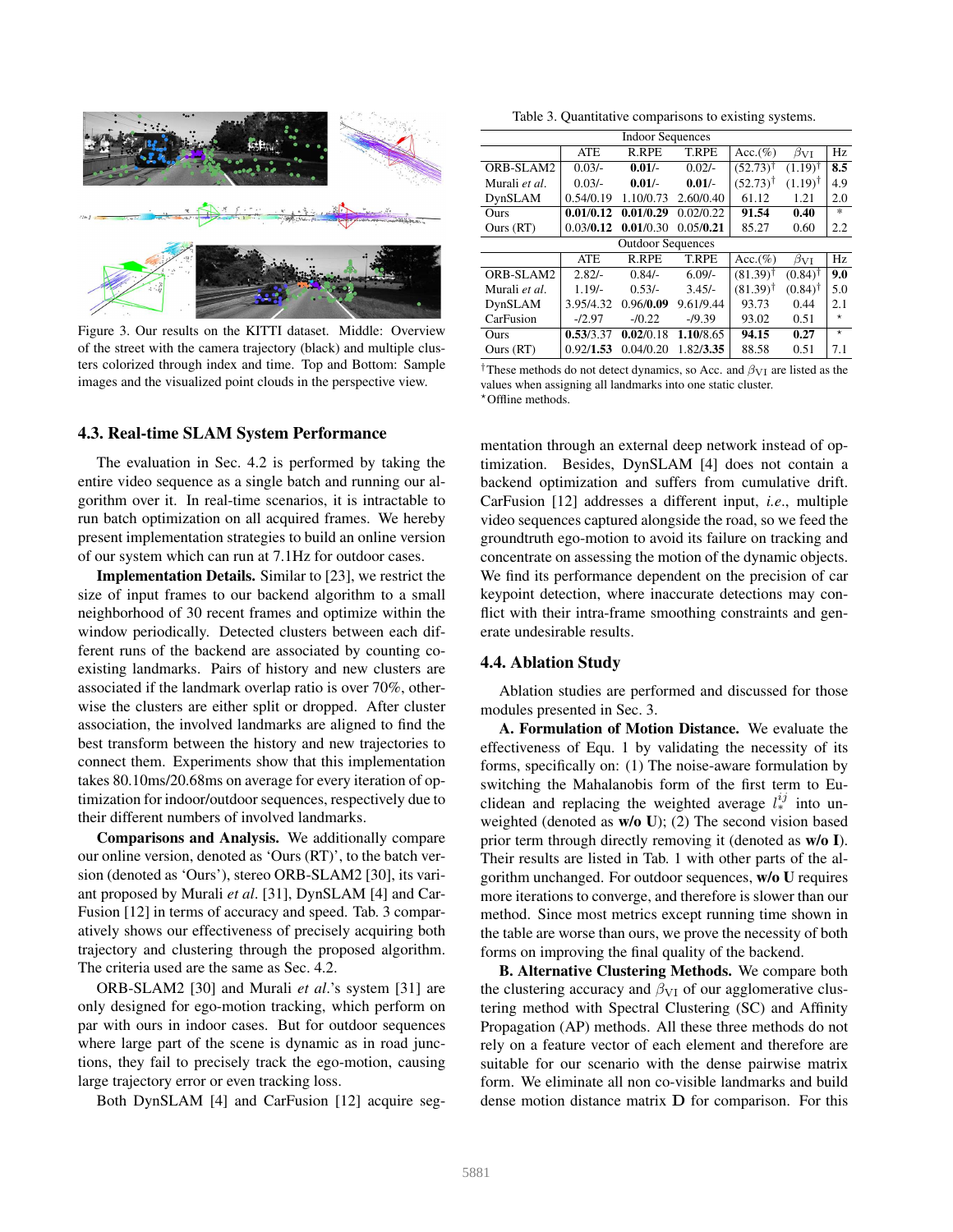Figure 3. Our results on the KITTI dataset. Middle: Overview of the street with the camera trajectory (black) and multiple clusters colorized through index and time. Top and Bottom: Sample images and the visualized point clouds in the perspective view.

### 4.3. Real-time SLAM System Performance

The evaluation in Sec. 4.2 is performed by taking the entire video sequence as a single batch and running our algorithm over it. In real-time scenarios, it is intractable to run batch optimization on all acquired frames. We hereby present implementation strategies to build an online version of our system which can run at 7.1Hz for outdoor cases.

**Implementation Details.** Similar to [23], we restrict the size of input frames to our backend algorithm to a small neighborhood of 30 recent frames and optimize within the window periodically. Detected clusters between each different runs of the backend are associated by counting co-existing landmarks. Pairs of history and new clusters are associated if the landmark overlap ratio is over 70%, otherwise the clusters are either split or dropped. After cluster association, the involved landmarks are aligned to find the best transform between the history and new trajectories to connect them. Experiments show that this implementation takes 80.10ms/20.68ms on average for every iteration of optimization for indoor/outdoor sequences, respectively due to their different numbers of involved landmarks.

**Comparisons and Analysis.** We additionally compare our online version, denoted as 'Ours (RT)', to the batch version (denoted as 'Ours'), stereo ORB-SLAM2 [30], its variant proposed by Murali *et al*. [31], DynSLAM [4] and CarFusion [12] in terms of accuracy and speed. Tab. 3 comparatively shows our effectiveness of precisely acquiring both trajectory and clustering through the proposed algorithm. The criteria used are the same as Sec. 4.2.

ORB-SLAM2 [30] and Murali *et al*.'s system [31] are only designed for ego-motion tracking, which perform on par with ours in indoor cases. But for outdoor sequences where large part of the scene is dynamic as in road junctions, they fail to precisely track the ego-motion, causing large trajectory error or even tracking loss.

Both DynSLAM [4] and CarFusion [12] acquire segmentation through an external deep network instead of optimization. Besides, DynSLAM [4] does not contain a backend optimization and suffers from cumulative drift. CarFusion [12] addresses a different input, *i.e*., multiple video sequences captured alongside the road, so we feed the groundtruth ego-motion to avoid its failure on tracking and concentrate on assessing the motion of the dynamic objects. We find its performance dependent on the precision of car keypoint detection, where inaccurate detections may conflict with their intra-frame smoothing constraints and generate undesirable results.

Table 3. Quantitative comparisons to existing systems.

| Indoor Sequences | | | | | | |
|---|---|---|---|---|---|---|
| | ATE | R.RPE | T.RPE | Acc.(%) | $\beta_{\text{VI}}$ | Hz |
| ORB-SLAM2 | 0.03/- | **0.01**/- | 0.02/- | (52.73)† | (1.19)† | **8.5** |
| Murali *et al.* | 0.03/- | **0.01**/- | **0.01**/- | (52.73)† | (1.19)† | 4.9 |
| DynSLAM | 0.54/0.19 | 1.10/0.73 | 2.60/0.40 | 61.12 | 1.21 | 2.0 |
| Ours | **0.01/0.12** | **0.01/0.29** | 0.02/0.22 | **91.54** | **0.40** | * |
| Ours (RT) | 0.03/**0.12** | **0.01**/0.30 | 0.05/**0.21** | 85.27 | 0.60 | 2.2 |
| **Outdoor Sequences** | | | | | | |
| | ATE | R.RPE | T.RPE | Acc.(%) | $\beta_{\text{VI}}$ | Hz |
| ORB-SLAM2 | 2.82/- | 0.84/- | 6.09/- | (81.39)† | (0.84)† | **9.0** |
| Murali *et al.* | 1.19/- | 0.53/- | 3.45/- | (81.39)† | (0.84)† | 5.0 |
| DynSLAM | 3.95/4.32 | 0.96/**0.09** | 9.61/9.44 | 93.73 | 0.44 | 2.1 |
| CarFusion | -/2.97 | -/0.22 | -/9.39 | 93.02 | 0.51 | * |
| Ours | **0.53**/3.37 | **0.02**/0.18 | **1.10**/8.65 | **94.15** | **0.27** | * |
| Ours (RT) | 0.92/**1.53** | 0.04/0.20 | 1.82/**3.35** | 88.58 | 0.51 | 7.1 |

†These methods do not detect dynamics, so Acc. and $\beta_{\text{VI}}$ are listed as the values when assigning all landmarks into one static cluster.
*Offline methods.

### 4.4. Ablation Study

Ablation studies are performed and discussed for those modules presented in Sec. 3.

**A. Formulation of Motion Distance.** We evaluate the effectiveness of Equ. 1 by validating the necessity of its forms, specifically on: (1) The noise-aware formulation by switching the Mahalanobis form of the first term to Euclidean and replacing the weighted average $l_*^{ij}$ into unweighted (denoted as **w/o U**); (2) The second vision based prior term through directly removing it (denoted as **w/o I**). Their results are listed in Tab. 1 with other parts of the algorithm unchanged. For outdoor sequences, **w/o U** requires more iterations to converge, and therefore is slower than our method. Since most metrics except running time shown in the table are worse than ours, we prove the necessity of both forms on improving the final quality of the backend.

**B. Alternative Clustering Methods.** We compare both the clustering accuracy and $\beta_{\text{VI}}$ of our agglomerative clustering method with Spectral Clustering (SC) and Affinity Propagation (AP) methods. All these three methods do not rely on a feature vector of each element and therefore are suitable for our scenario with the dense pairwise matrix form. We eliminate all non co-visible landmarks and build dense motion distance matrix $\mathbf{D}$ for comparison. For this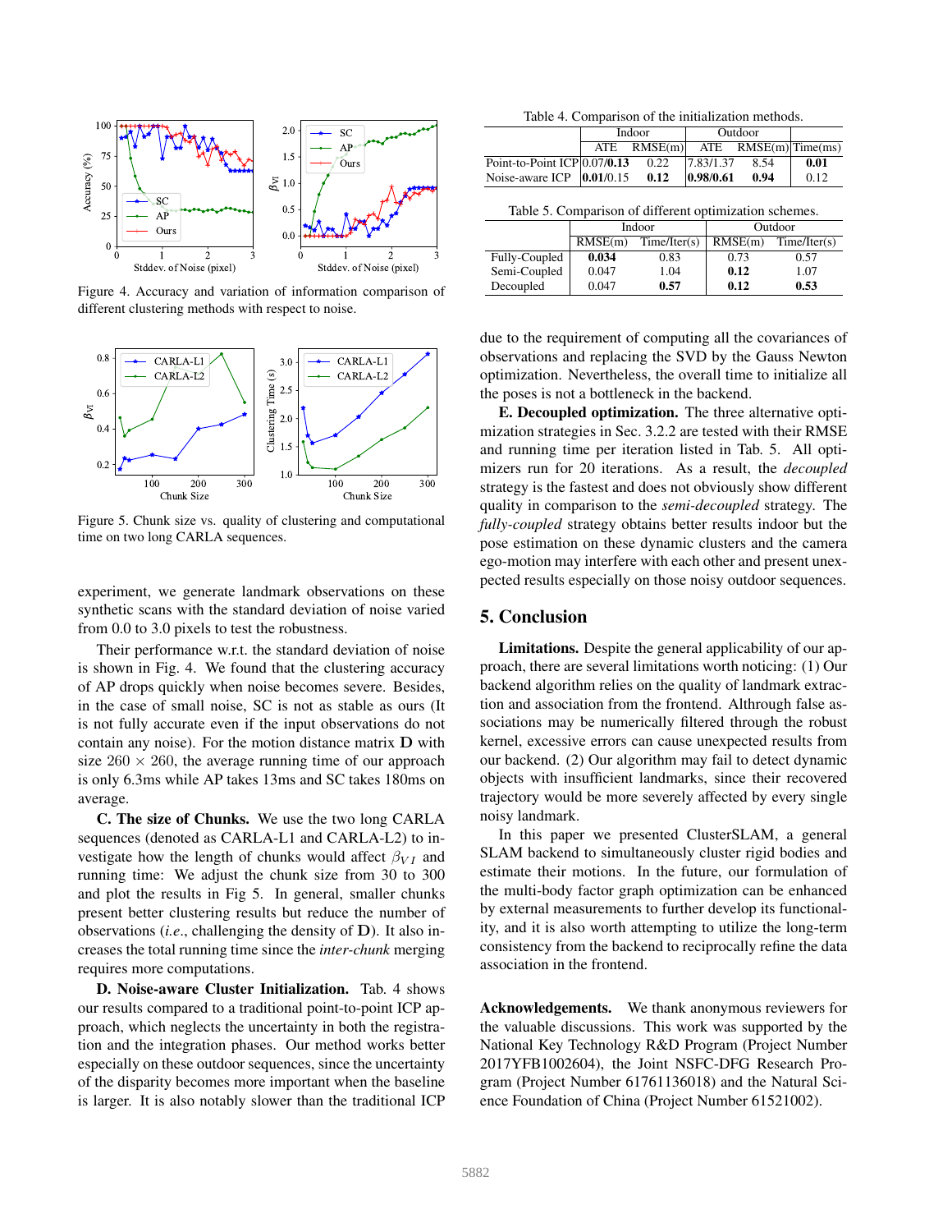Figure 4. Accuracy and variation of information comparison of different clustering methods with respect to noise.

Figure 5. Chunk size vs. quality of clustering and computational time on two long CARLA sequences.

experiment, we generate landmark observations on these synthetic scans with the standard deviation of noise varied from 0.0 to 3.0 pixels to test the robustness.

Their performance w.r.t. the standard deviation of noise is shown in Fig. 4. We found that the clustering accuracy of AP drops quickly when noise becomes severe. Besides, in the case of small noise, SC is not as stable as ours (It is not fully accurate even if the input observations do not contain any noise). For the motion distance matrix $\mathbf{D}$ with size $260 \times 260$, the average running time of our approach is only 6.3ms while AP takes 13ms and SC takes 180ms on average.

**C. The size of Chunks.** We use the two long CARLA sequences (denoted as CARLA-L1 and CARLA-L2) to investigate how the length of chunks would affect $\beta_{VI}$ and running time: We adjust the chunk size from 30 to 300 and plot the results in Fig 5. In general, smaller chunks present better clustering results but reduce the number of observations (*i.e*., challenging the density of $\mathbf{D}$). It also increases the total running time since the *inter-chunk* merging requires more computations.

**D. Noise-aware Cluster Initialization.** Tab. 4 shows our results compared to a traditional point-to-point ICP approach, which neglects the uncertainty in both the registration and the integration phases. Our method works better especially on these outdoor sequences, since the uncertainty of the disparity becomes more important when the baseline is larger. It is also notably slower than the traditional ICP due to the requirement of computing all the covariances of observations and replacing the SVD by the Gauss Newton optimization. Nevertheless, the overall time to initialize all the poses is not a bottleneck in the backend.

Table 4. Comparison of the initialization methods.

| | Indoor | | Outdoor | | |
|---|---|---|---|---|---|
| | ATE | RMSE(m) | ATE | RMSE(m) | Time(ms) |
| Point-to-Point ICP | 0.07/**0.13** | 0.22 | 7.83/1.37 | 8.54 | **0.01** |
| Noise-aware ICP | **0.01**/0.15 | **0.12** | **0.98/0.61** | **0.94** | 0.12 |

Table 5. Comparison of different optimization schemes.

| | Indoor | | Outdoor | |
|---|---|---|---|---|
| | RMSE(m) | Time/Iter(s) | RMSE(m) | Time/Iter(s) |
| Fully-Coupled | **0.034** | 0.83 | 0.73 | 0.57 |
| Semi-Coupled | 0.047 | 1.04 | **0.12** | 1.07 |
| Decoupled | 0.047 | **0.57** | **0.12** | **0.53** |

**E. Decoupled optimization.** The three alternative optimization strategies in Sec. 3.2.2 are tested with their RMSE and running time per iteration listed in Tab. 5. All optimizers run for 20 iterations. As a result, the *decoupled* strategy is the fastest and does not obviously show different quality in comparison to the *semi-decoupled* strategy. The *fully-coupled* strategy obtains better results indoor but the pose estimation on these dynamic clusters and the camera ego-motion may interfere with each other and present unexpected results especially on those noisy outdoor sequences.

## 5. Conclusion

**Limitations.** Despite the general applicability of our approach, there are several limitations worth noticing: (1) Our backend algorithm relies on the quality of landmark extraction and association from the frontend. Althrough false associations may be numerically filtered through the robust kernel, excessive errors can cause unexpected results from our backend. (2) Our algorithm may fail to detect dynamic objects with insufficient landmarks, since their recovered trajectory would be more severely affected by every single noisy landmark.

In this paper we presented ClusterSLAM, a general SLAM backend to simultaneously cluster rigid bodies and estimate their motions. In the future, our formulation of the multi-body factor graph optimization can be enhanced by external measurements to further develop its functionality, and it is also worth attempting to utilize the long-term consistency from the backend to reciprocally refine the data association in the frontend.

**Acknowledgements.** We thank anonymous reviewers for the valuable discussions. This work was supported by the National Key Technology R&D Program (Project Number 2017YFB1002604), the Joint NSFC-DFG Research Program (Project Number 61761136018) and the Natural Science Foundation of China (Project Number 61521002).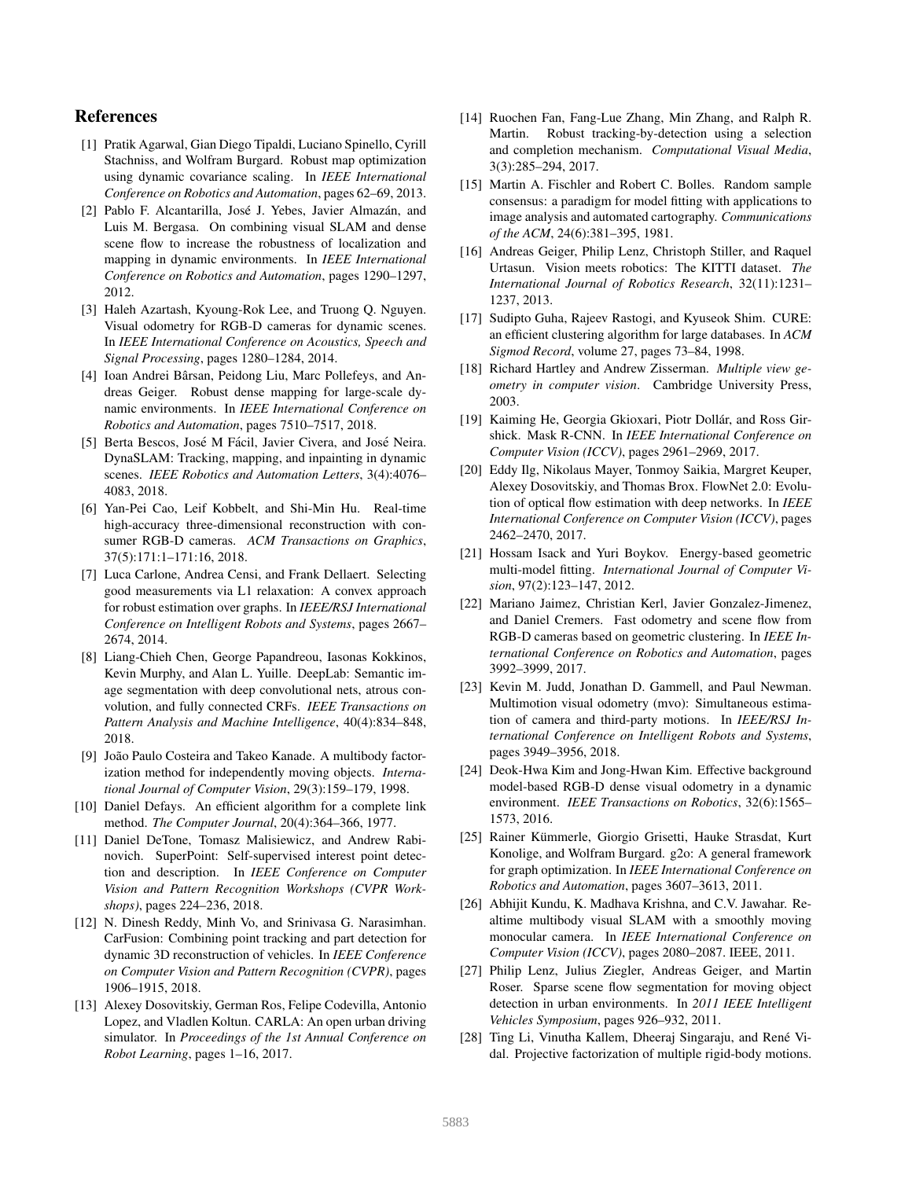## References

[1] Pratik Agarwal, Gian Diego Tipaldi, Luciano Spinello, Cyrill Stachniss, and Wolfram Burgard. Robust map optimization using dynamic covariance scaling. In *IEEE International Conference on Robotics and Automation*, pages 62–69, 2013.

[2] Pablo F. Alcantarilla, José J. Yebes, Javier Almazán, and Luis M. Bergasa. On combining visual SLAM and dense scene flow to increase the robustness of localization and mapping in dynamic environments. In *IEEE International Conference on Robotics and Automation*, pages 1290–1297, 2012.

[3] Haleh Azartash, Kyoung-Rok Lee, and Truong Q. Nguyen. Visual odometry for RGB-D cameras for dynamic scenes. In *IEEE International Conference on Acoustics, Speech and Signal Processing*, pages 1280–1284, 2014.

[4] Ioan Andrei Bârsan, Peidong Liu, Marc Pollefeys, and Andreas Geiger. Robust dense mapping for large-scale dynamic environments. In *IEEE International Conference on Robotics and Automation*, pages 7510–7517, 2018.

[5] Berta Bescos, José M Fácil, Javier Civera, and José Neira. DynaSLAM: Tracking, mapping, and inpainting in dynamic scenes. *IEEE Robotics and Automation Letters*, 3(4):4076–4083, 2018.

[6] Yan-Pei Cao, Leif Kobbelt, and Shi-Min Hu. Real-time high-accuracy three-dimensional reconstruction with consumer RGB-D cameras. *ACM Transactions on Graphics*, 37(5):171:1–171:16, 2018.

[7] Luca Carlone, Andrea Censi, and Frank Dellaert. Selecting good measurements via L1 relaxation: A convex approach for robust estimation over graphs. In *IEEE/RSJ International Conference on Intelligent Robots and Systems*, pages 2667–2674, 2014.

[8] Liang-Chieh Chen, George Papandreou, Iasonas Kokkinos, Kevin Murphy, and Alan L. Yuille. DeepLab: Semantic image segmentation with deep convolutional nets, atrous convolution, and fully connected CRFs. *IEEE Transactions on Pattern Analysis and Machine Intelligence*, 40(4):834–848, 2018.

[9] João Paulo Costeira and Takeo Kanade. A multibody factorization method for independently moving objects. *International Journal of Computer Vision*, 29(3):159–179, 1998.

[10] Daniel Defays. An efficient algorithm for a complete link method. *The Computer Journal*, 20(4):364–366, 1977.

[11] Daniel DeTone, Tomasz Malisiewicz, and Andrew Rabinovich. SuperPoint: Self-supervised interest point detection and description. In *IEEE Conference on Computer Vision and Pattern Recognition Workshops (CVPR Workshops)*, pages 224–236, 2018.

[12] N. Dinesh Reddy, Minh Vo, and Srinivasa G. Narasimhan. CarFusion: Combining point tracking and part detection for dynamic 3D reconstruction of vehicles. In *IEEE Conference on Computer Vision and Pattern Recognition (CVPR)*, pages 1906–1915, 2018.

[13] Alexey Dosovitskiy, German Ros, Felipe Codevilla, Antonio Lopez, and Vladlen Koltun. CARLA: An open urban driving simulator. In *Proceedings of the 1st Annual Conference on Robot Learning*, pages 1–16, 2017.

[14] Ruochen Fan, Fang-Lue Zhang, Min Zhang, and Ralph R. Martin. Robust tracking-by-detection using a selection and completion mechanism. *Computational Visual Media*, 3(3):285–294, 2017.

[15] Martin A. Fischler and Robert C. Bolles. Random sample consensus: a paradigm for model fitting with applications to image analysis and automated cartography. *Communications of the ACM*, 24(6):381–395, 1981.

[16] Andreas Geiger, Philip Lenz, Christoph Stiller, and Raquel Urtasun. Vision meets robotics: The KITTI dataset. *The International Journal of Robotics Research*, 32(11):1231–1237, 2013.

[17] Sudipto Guha, Rajeev Rastogi, and Kyuseok Shim. CURE: an efficient clustering algorithm for large databases. In *ACM Sigmod Record*, volume 27, pages 73–84, 1998.

[18] Richard Hartley and Andrew Zisserman. *Multiple view geometry in computer vision*. Cambridge University Press, 2003.

[19] Kaiming He, Georgia Gkioxari, Piotr Dollár, and Ross Girshick. Mask R-CNN. In *IEEE International Conference on Computer Vision (ICCV)*, pages 2961–2969, 2017.

[20] Eddy Ilg, Nikolaus Mayer, Tonmoy Saikia, Margret Keuper, Alexey Dosovitskiy, and Thomas Brox. FlowNet 2.0: Evolution of optical flow estimation with deep networks. In *IEEE International Conference on Computer Vision (ICCV)*, pages 2462–2470, 2017.

[21] Hossam Isack and Yuri Boykov. Energy-based geometric multi-model fitting. *International Journal of Computer Vision*, 97(2):123–147, 2012.

[22] Mariano Jaimez, Christian Kerl, Javier Gonzalez-Jimenez, and Daniel Cremers. Fast odometry and scene flow from RGB-D cameras based on geometric clustering. In *IEEE International Conference on Robotics and Automation*, pages 3992–3999, 2017.

[23] Kevin M. Judd, Jonathan D. Gammell, and Paul Newman. Multimotion visual odometry (mvo): Simultaneous estimation of camera and third-party motions. In *IEEE/RSJ International Conference on Intelligent Robots and Systems*, pages 3949–3956, 2018.

[24] Deok-Hwa Kim and Jong-Hwan Kim. Effective background model-based RGB-D dense visual odometry in a dynamic environment. *IEEE Transactions on Robotics*, 32(6):1565–1573, 2016.

[25] Rainer Kümmerle, Giorgio Grisetti, Hauke Strasdat, Kurt Konolige, and Wolfram Burgard. g2o: A general framework for graph optimization. In *IEEE International Conference on Robotics and Automation*, pages 3607–3613, 2011.

[26] Abhijit Kundu, K. Madhava Krishna, and C.V. Jawahar. Realtime multibody visual SLAM with a smoothly moving monocular camera. In *IEEE International Conference on Computer Vision (ICCV)*, pages 2080–2087. IEEE, 2011.

[27] Philip Lenz, Julius Ziegler, Andreas Geiger, and Martin Roser. Sparse scene flow segmentation for moving object detection in urban environments. In *2011 IEEE Intelligent Vehicles Symposium*, pages 926–932, 2011.

[28] Ting Li, Vinutha Kallem, Dheeraj Singaraju, and René Vidal. Projective factorization of multiple rigid-body motions.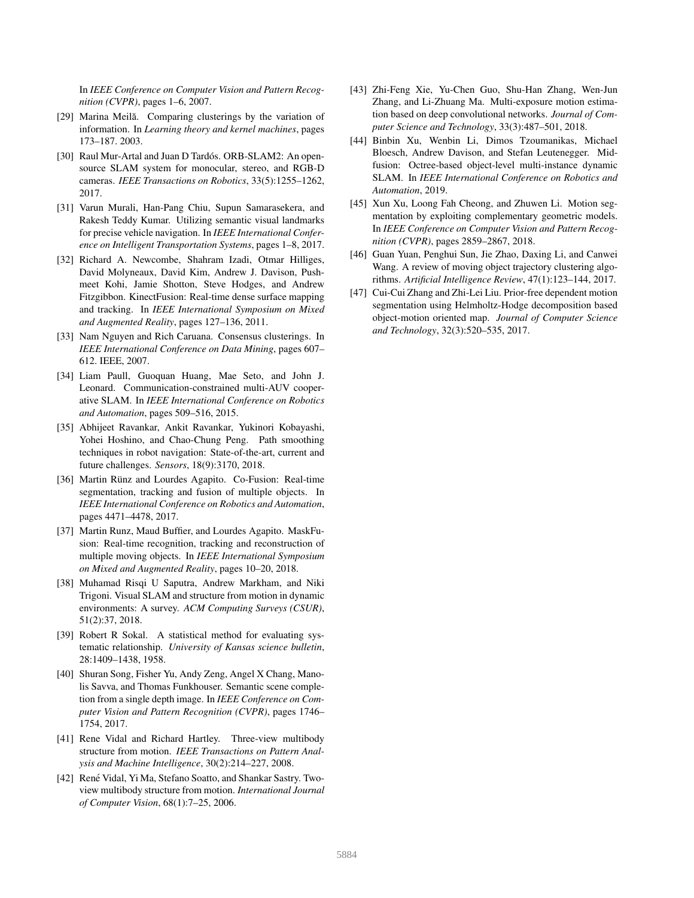In *IEEE Conference on Computer Vision and Pattern Recognition (CVPR)*, pages 1–6, 2007.

[29] Marina Meilă. Comparing clusterings by the variation of information. In *Learning theory and kernel machines*, pages 173–187. 2003.

[30] Raul Mur-Artal and Juan D Tardós. ORB-SLAM2: An open-source SLAM system for monocular, stereo, and RGB-D cameras. *IEEE Transactions on Robotics*, 33(5):1255–1262, 2017.

[31] Varun Murali, Han-Pang Chiu, Supun Samarasekera, and Rakesh Teddy Kumar. Utilizing semantic visual landmarks for precise vehicle navigation. In *IEEE International Conference on Intelligent Transportation Systems*, pages 1–8, 2017.

[32] Richard A. Newcombe, Shahram Izadi, Otmar Hilliges, David Molyneaux, David Kim, Andrew J. Davison, Pushmeet Kohi, Jamie Shotton, Steve Hodges, and Andrew Fitzgibbon. KinectFusion: Real-time dense surface mapping and tracking. In *IEEE International Symposium on Mixed and Augmented Reality*, pages 127–136, 2011.

[33] Nam Nguyen and Rich Caruana. Consensus clusterings. In *IEEE International Conference on Data Mining*, pages 607–612. IEEE, 2007.

[34] Liam Paull, Guoquan Huang, Mae Seto, and John J. Leonard. Communication-constrained multi-AUV cooperative SLAM. In *IEEE International Conference on Robotics and Automation*, pages 509–516, 2015.

[35] Abhijeet Ravankar, Ankit Ravankar, Yukinori Kobayashi, Yohei Hoshino, and Chao-Chung Peng. Path smoothing techniques in robot navigation: State-of-the-art, current and future challenges. *Sensors*, 18(9):3170, 2018.

[36] Martin Rünz and Lourdes Agapito. Co-Fusion: Real-time segmentation, tracking and fusion of multiple objects. In *IEEE International Conference on Robotics and Automation*, pages 4471–4478, 2017.

[37] Martin Runz, Maud Buffier, and Lourdes Agapito. MaskFusion: Real-time recognition, tracking and reconstruction of multiple moving objects. In *IEEE International Symposium on Mixed and Augmented Reality*, pages 10–20, 2018.

[38] Muhamad Risqi U Saputra, Andrew Markham, and Niki Trigoni. Visual SLAM and structure from motion in dynamic environments: A survey. *ACM Computing Surveys (CSUR)*, 51(2):37, 2018.

[39] Robert R Sokal. A statistical method for evaluating systematic relationship. *University of Kansas science bulletin*, 28:1409–1438, 1958.

[40] Shuran Song, Fisher Yu, Andy Zeng, Angel X Chang, Manolis Savva, and Thomas Funkhouser. Semantic scene completion from a single depth image. In *IEEE Conference on Computer Vision and Pattern Recognition (CVPR)*, pages 1746–1754, 2017.

[41] Rene Vidal and Richard Hartley. Three-view multibody structure from motion. *IEEE Transactions on Pattern Analysis and Machine Intelligence*, 30(2):214–227, 2008.

[42] René Vidal, Yi Ma, Stefano Soatto, and Shankar Sastry. Two-view multibody structure from motion. *International Journal of Computer Vision*, 68(1):7–25, 2006.

[43] Zhi-Feng Xie, Yu-Chen Guo, Shu-Han Zhang, Wen-Jun Zhang, and Li-Zhuang Ma. Multi-exposure motion estimation based on deep convolutional networks. *Journal of Computer Science and Technology*, 33(3):487–501, 2018.

[44] Binbin Xu, Wenbin Li, Dimos Tzoumanikas, Michael Bloesch, Andrew Davison, and Stefan Leutenegger. Mid-fusion: Octree-based object-level multi-instance dynamic SLAM. In *IEEE International Conference on Robotics and Automation*, 2019.

[45] Xun Xu, Loong Fah Cheong, and Zhuwen Li. Motion segmentation by exploiting complementary geometric models. In *IEEE Conference on Computer Vision and Pattern Recognition (CVPR)*, pages 2859–2867, 2018.

[46] Guan Yuan, Penghui Sun, Jie Zhao, Daxing Li, and Canwei Wang. A review of moving object trajectory clustering algorithms. *Artificial Intelligence Review*, 47(1):123–144, 2017.

[47] Cui-Cui Zhang and Zhi-Lei Liu. Prior-free dependent motion segmentation using Helmholtz-Hodge decomposition based object-motion oriented map. *Journal of Computer Science and Technology*, 32(3):520–535, 2017.